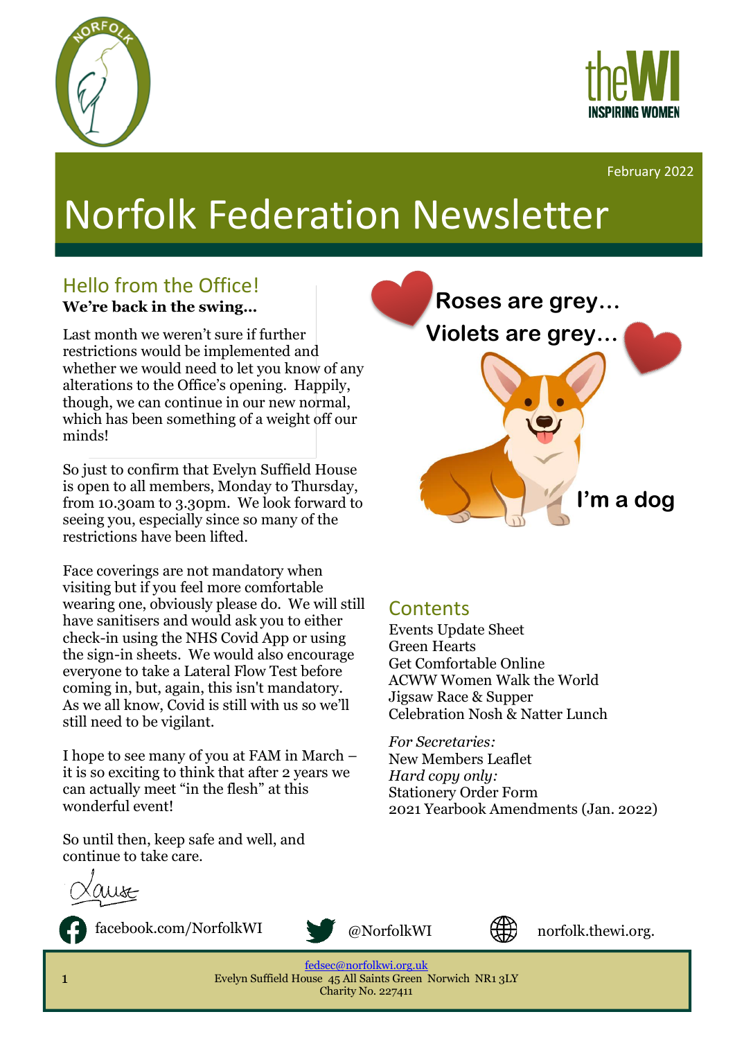February 2022

# Norfolk Federation Newsletter

## Hello from the Office!

**We're back in the swing...**

Last month we weren't sure if further restrictions would be implemented and whether we would need to let you know of any alterations to the Office's opening. Happily, though, we can continue in our new normal, which has been something of a weight off our minds!

So just to confirm that Evelyn Suffield House is open to all members, Monday to Thursday, from 10.30am to 3.30pm. We look forward to seeing you, especially since so many of the restrictions have been lifted.

Face coverings are not mandatory when visiting but if you feel more comfortable wearing one, obviously please do. We will still have sanitisers and would ask you to either check-in using the NHS Covid App or using the sign-in sheets. We would also encourage everyone to take a Lateral Flow Test before coming in, but, again, this isn't mandatory. As we all know, Covid is still with us so we'll still need to be vigilant.

I hope to see many of you at FAM in March – it is so exciting to think that after 2 years we can actually meet "in the flesh" at this wonderful event!

So until then, keep safe and well, and continue to take care.

Louise

**Roses are grey…**
**Violets are grey…**
**I'm a dog**

## Contents

Events Update Sheet
Green Hearts
Get Comfortable Online
ACWW Women Walk the World
Jigsaw Race & Supper
Celebration Nosh & Natter Lunch

*For Secretaries:*
New Members Leaflet
*Hard copy only:*
Stationery Order Form
2021 Yearbook Amendments (Jan. 2022)

facebook.com/NorfolkWI @NorfolkWI norfolk.thewi.org.

fedsec@norfolkwi.org.uk
Evelyn Suffield House 45 All Saints Green Norwich NR1 3LY
Charity No. 227411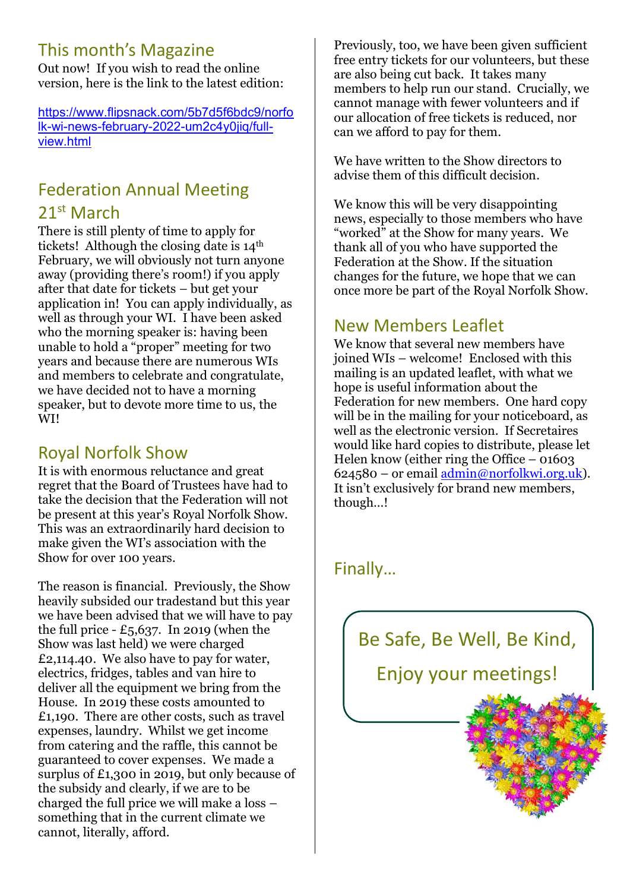## This month's Magazine

Out now! If you wish to read the online version, here is the link to the latest edition:

https://www.flipsnack.com/5b7d5f6bdc9/norfolk-wi-news-february-2022-um2c4y0jiq/full-view.html

## Federation Annual Meeting 21st March

There is still plenty of time to apply for tickets! Although the closing date is 14th February, we will obviously not turn anyone away (providing there's room!) if you apply after that date for tickets – but get your application in! You can apply individually, as well as through your WI. I have been asked who the morning speaker is: having been unable to hold a "proper" meeting for two years and because there are numerous WIs and members to celebrate and congratulate, we have decided not to have a morning speaker, but to devote more time to us, the WI!

## Royal Norfolk Show

It is with enormous reluctance and great regret that the Board of Trustees have had to take the decision that the Federation will not be present at this year's Royal Norfolk Show. This was an extraordinarily hard decision to make given the WI's association with the Show for over 100 years.

The reason is financial. Previously, the Show heavily subsided our tradestand but this year we have been advised that we will have to pay the full price - £5,637. In 2019 (when the Show was last held) we were charged £2,114.40. We also have to pay for water, electrics, fridges, tables and van hire to deliver all the equipment we bring from the House. In 2019 these costs amounted to £1,190. There are other costs, such as travel expenses, laundry. Whilst we get income from catering and the raffle, this cannot be guaranteed to cover expenses. We made a surplus of £1,300 in 2019, but only because of the subsidy and clearly, if we are to be charged the full price we will make a loss – something that in the current climate we cannot, literally, afford.

Previously, too, we have been given sufficient free entry tickets for our volunteers, but these are also being cut back. It takes many members to help run our stand. Crucially, we cannot manage with fewer volunteers and if our allocation of free tickets is reduced, nor can we afford to pay for them.

We have written to the Show directors to advise them of this difficult decision.

We know this will be very disappointing news, especially to those members who have "worked" at the Show for many years. We thank all of you who have supported the Federation at the Show. If the situation changes for the future, we hope that we can once more be part of the Royal Norfolk Show.

## New Members Leaflet

We know that several new members have joined WIs – welcome! Enclosed with this mailing is an updated leaflet, with what we hope is useful information about the Federation for new members. One hard copy will be in the mailing for your noticeboard, as well as the electronic version. If Secretaires would like hard copies to distribute, please let Helen know (either ring the Office – 01603 624580 – or email admin@norfolkwi.org.uk). It isn't exclusively for brand new members, though…!

## Finally…

Be Safe, Be Well, Be Kind,

Enjoy your meetings!